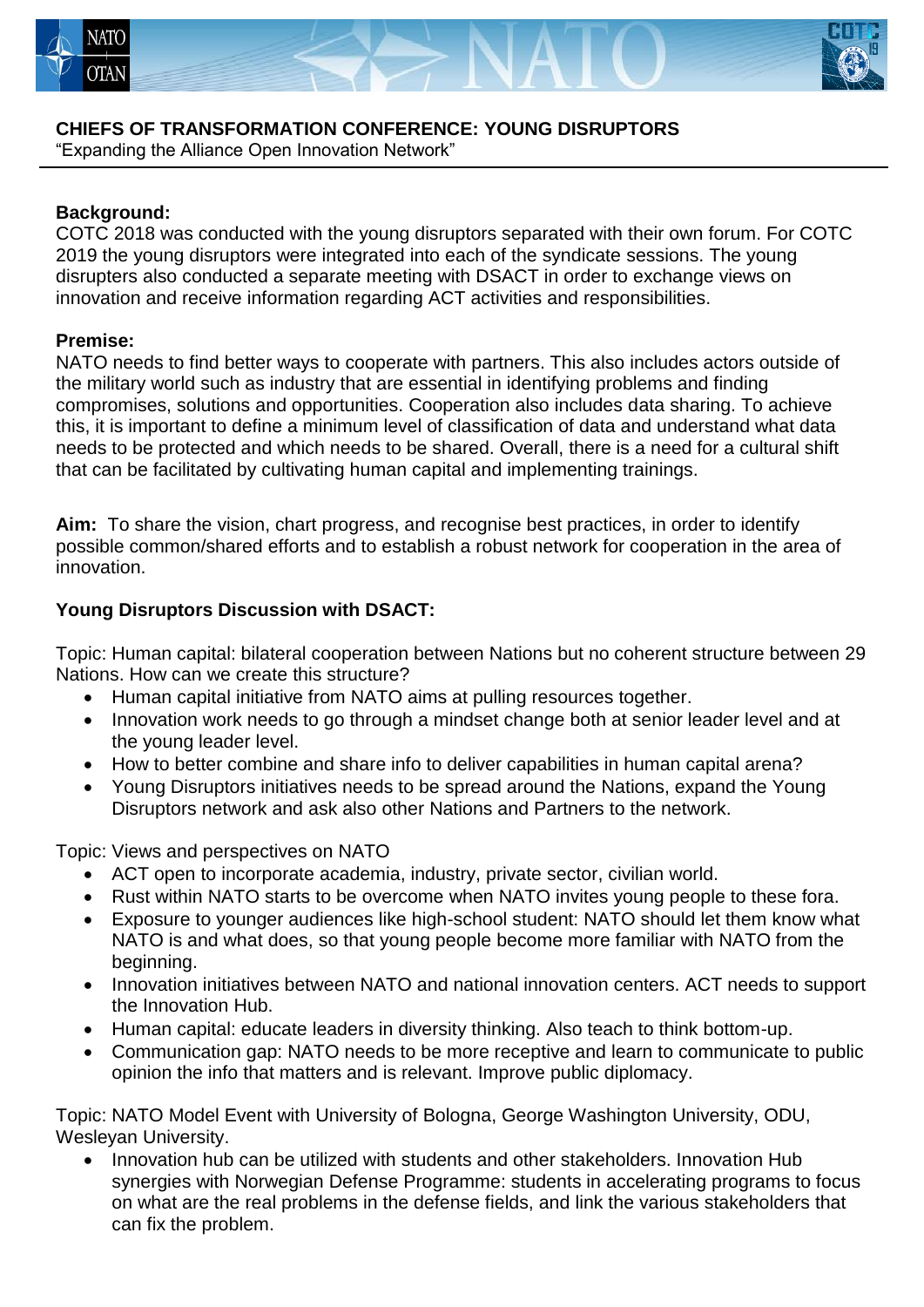# CHIEFS OF TRANSFORMATION CONFERENCE: YOUNG DISRUPTORS

"Expanding the Alliance Open Innovation Network"

**Background:**
COTC 2018 was conducted with the young disruptors separated with their own forum. For COTC 2019 the young disruptors were integrated into each of the syndicate sessions. The young disrupters also conducted a separate meeting with DSACT in order to exchange views on innovation and receive information regarding ACT activities and responsibilities.

**Premise:**
NATO needs to find better ways to cooperate with partners. This also includes actors outside of the military world such as industry that are essential in identifying problems and finding compromises, solutions and opportunities. Cooperation also includes data sharing. To achieve this, it is important to define a minimum level of classification of data and understand what data needs to be protected and which needs to be shared. Overall, there is a need for a cultural shift that can be facilitated by cultivating human capital and implementing trainings.

**Aim:** To share the vision, chart progress, and recognise best practices, in order to identify possible common/shared efforts and to establish a robust network for cooperation in the area of innovation.

**Young Disruptors Discussion with DSACT:**

Topic: Human capital: bilateral cooperation between Nations but no coherent structure between 29 Nations. How can we create this structure?

- Human capital initiative from NATO aims at pulling resources together.
- Innovation work needs to go through a mindset change both at senior leader level and at the young leader level.
- How to better combine and share info to deliver capabilities in human capital arena?
- Young Disruptors initiatives needs to be spread around the Nations, expand the Young Disruptors network and ask also other Nations and Partners to the network.

Topic: Views and perspectives on NATO

- ACT open to incorporate academia, industry, private sector, civilian world.
- Rust within NATO starts to be overcome when NATO invites young people to these fora.
- Exposure to younger audiences like high-school student: NATO should let them know what NATO is and what does, so that young people become more familiar with NATO from the beginning.
- Innovation initiatives between NATO and national innovation centers. ACT needs to support the Innovation Hub.
- Human capital: educate leaders in diversity thinking. Also teach to think bottom-up.
- Communication gap: NATO needs to be more receptive and learn to communicate to public opinion the info that matters and is relevant. Improve public diplomacy.

Topic: NATO Model Event with University of Bologna, George Washington University, ODU, Wesleyan University.

- Innovation hub can be utilized with students and other stakeholders. Innovation Hub synergies with Norwegian Defense Programme: students in accelerating programs to focus on what are the real problems in the defense fields, and link the various stakeholders that can fix the problem.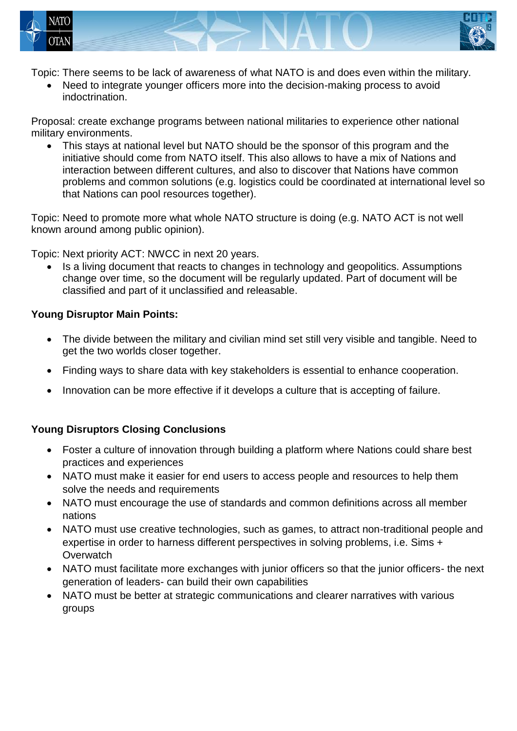Topic: There seems to be lack of awareness of what NATO is and does even within the military.

- Need to integrate younger officers more into the decision-making process to avoid indoctrination.

Proposal: create exchange programs between national militaries to experience other national military environments.

- This stays at national level but NATO should be the sponsor of this program and the initiative should come from NATO itself. This also allows to have a mix of Nations and interaction between different cultures, and also to discover that Nations have common problems and common solutions (e.g. logistics could be coordinated at international level so that Nations can pool resources together).

Topic: Need to promote more what whole NATO structure is doing (e.g. NATO ACT is not well known around among public opinion).

Topic: Next priority ACT: NWCC in next 20 years.

- Is a living document that reacts to changes in technology and geopolitics. Assumptions change over time, so the document will be regularly updated. Part of document will be classified and part of it unclassified and releasable.

**Young Disruptor Main Points:**

- The divide between the military and civilian mind set still very visible and tangible. Need to get the two worlds closer together.
- Finding ways to share data with key stakeholders is essential to enhance cooperation.
- Innovation can be more effective if it develops a culture that is accepting of failure.

**Young Disruptors Closing Conclusions**

- Foster a culture of innovation through building a platform where Nations could share best practices and experiences
- NATO must make it easier for end users to access people and resources to help them solve the needs and requirements
- NATO must encourage the use of standards and common definitions across all member nations
- NATO must use creative technologies, such as games, to attract non-traditional people and expertise in order to harness different perspectives in solving problems, i.e. Sims + Overwatch
- NATO must facilitate more exchanges with junior officers so that the junior officers- the next generation of leaders- can build their own capabilities
- NATO must be better at strategic communications and clearer narratives with various groups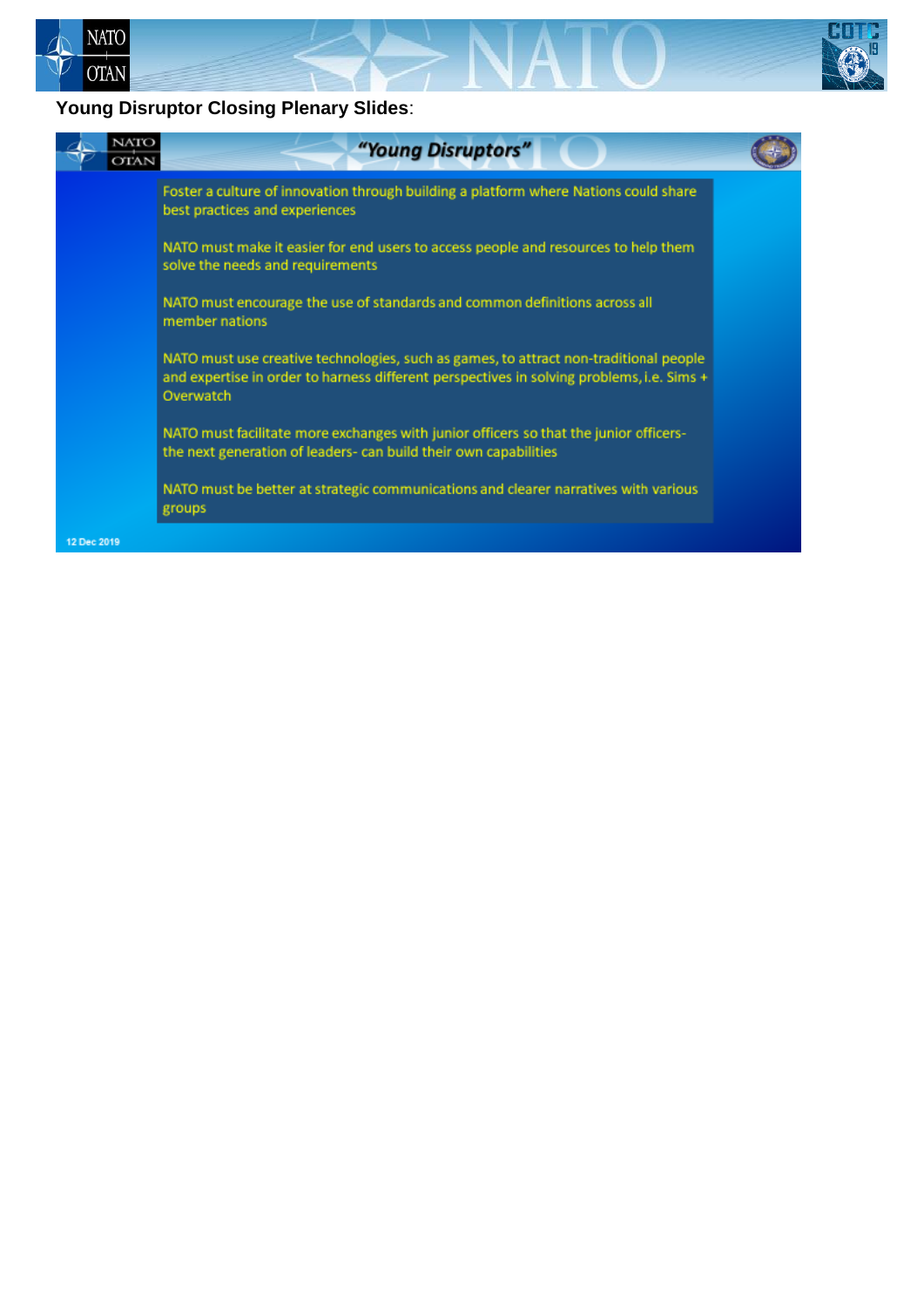**Young Disruptor Closing Plenary Slides**:

## "Young Disruptors"

Foster a culture of innovation through building a platform where Nations could share best practices and experiences

NATO must make it easier for end users to access people and resources to help them solve the needs and requirements

NATO must encourage the use of standards and common definitions across all member nations

NATO must use creative technologies, such as games, to attract non-traditional people and expertise in order to harness different perspectives in solving problems, i.e. Sims + Overwatch

NATO must facilitate more exchanges with junior officers so that the junior officers- the next generation of leaders- can build their own capabilities

NATO must be better at strategic communications and clearer narratives with various groups

12 Dec 2019